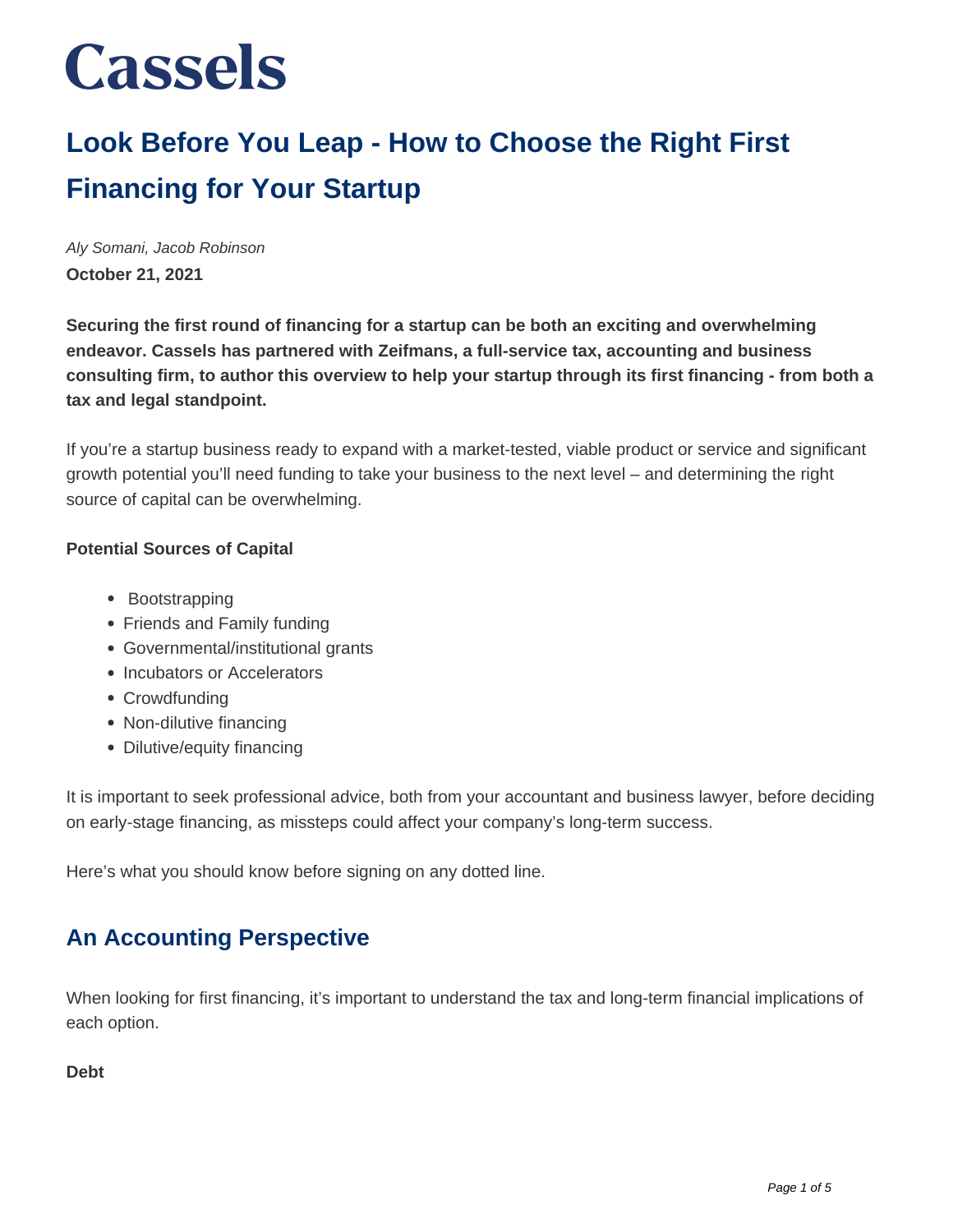# Cassels

## Look Before You Leap - How to Choose the Right First Financing for Your Startup

*Aly Somani, Jacob Robinson*

**October 21, 2021**

**Securing the first round of financing for a startup can be both an exciting and overwhelming endeavor. Cassels has partnered with Zeifmans, a full-service tax, accounting and business consulting firm, to author this overview to help your startup through its first financing - from both a tax and legal standpoint.**

If you're a startup business ready to expand with a market-tested, viable product or service and significant growth potential you'll need funding to take your business to the next level – and determining the right source of capital can be overwhelming.

**Potential Sources of Capital**

- Bootstrapping
- Friends and Family funding
- Governmental/institutional grants
- Incubators or Accelerators
- Crowdfunding
- Non-dilutive financing
- Dilutive/equity financing

It is important to seek professional advice, both from your accountant and business lawyer, before deciding on early-stage financing, as missteps could affect your company's long-term success.

Here's what you should know before signing on any dotted line.

## An Accounting Perspective

When looking for first financing, it's important to understand the tax and long-term financial implications of each option.

**Debt**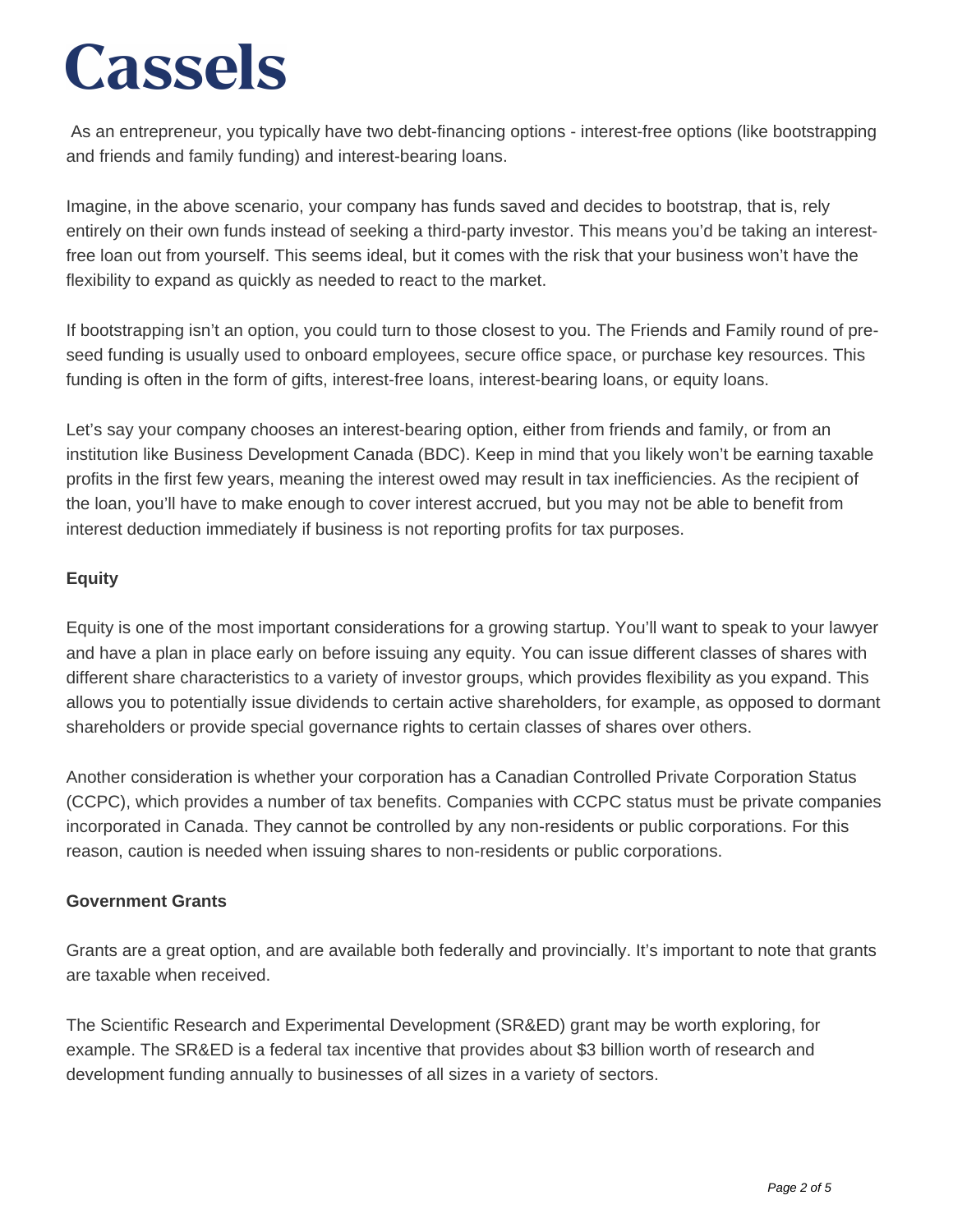As an entrepreneur, you typically have two debt-financing options - interest-free options (like bootstrapping and friends and family funding) and interest-bearing loans.

Imagine, in the above scenario, your company has funds saved and decides to bootstrap, that is, rely entirely on their own funds instead of seeking a third-party investor. This means you'd be taking an interest-free loan out from yourself. This seems ideal, but it comes with the risk that your business won't have the flexibility to expand as quickly as needed to react to the market.

If bootstrapping isn't an option, you could turn to those closest to you. The Friends and Family round of pre-seed funding is usually used to onboard employees, secure office space, or purchase key resources. This funding is often in the form of gifts, interest-free loans, interest-bearing loans, or equity loans.

Let's say your company chooses an interest-bearing option, either from friends and family, or from an institution like Business Development Canada (BDC). Keep in mind that you likely won't be earning taxable profits in the first few years, meaning the interest owed may result in tax inefficiencies. As the recipient of the loan, you'll have to make enough to cover interest accrued, but you may not be able to benefit from interest deduction immediately if business is not reporting profits for tax purposes.

**Equity**

Equity is one of the most important considerations for a growing startup. You'll want to speak to your lawyer and have a plan in place early on before issuing any equity. You can issue different classes of shares with different share characteristics to a variety of investor groups, which provides flexibility as you expand. This allows you to potentially issue dividends to certain active shareholders, for example, as opposed to dormant shareholders or provide special governance rights to certain classes of shares over others.

Another consideration is whether your corporation has a Canadian Controlled Private Corporation Status (CCPC), which provides a number of tax benefits. Companies with CCPC status must be private companies incorporated in Canada. They cannot be controlled by any non-residents or public corporations. For this reason, caution is needed when issuing shares to non-residents or public corporations.

**Government Grants**

Grants are a great option, and are available both federally and provincially. It's important to note that grants are taxable when received.

The Scientific Research and Experimental Development (SR&ED) grant may be worth exploring, for example. The SR&ED is a federal tax incentive that provides about $3 billion worth of research and development funding annually to businesses of all sizes in a variety of sectors.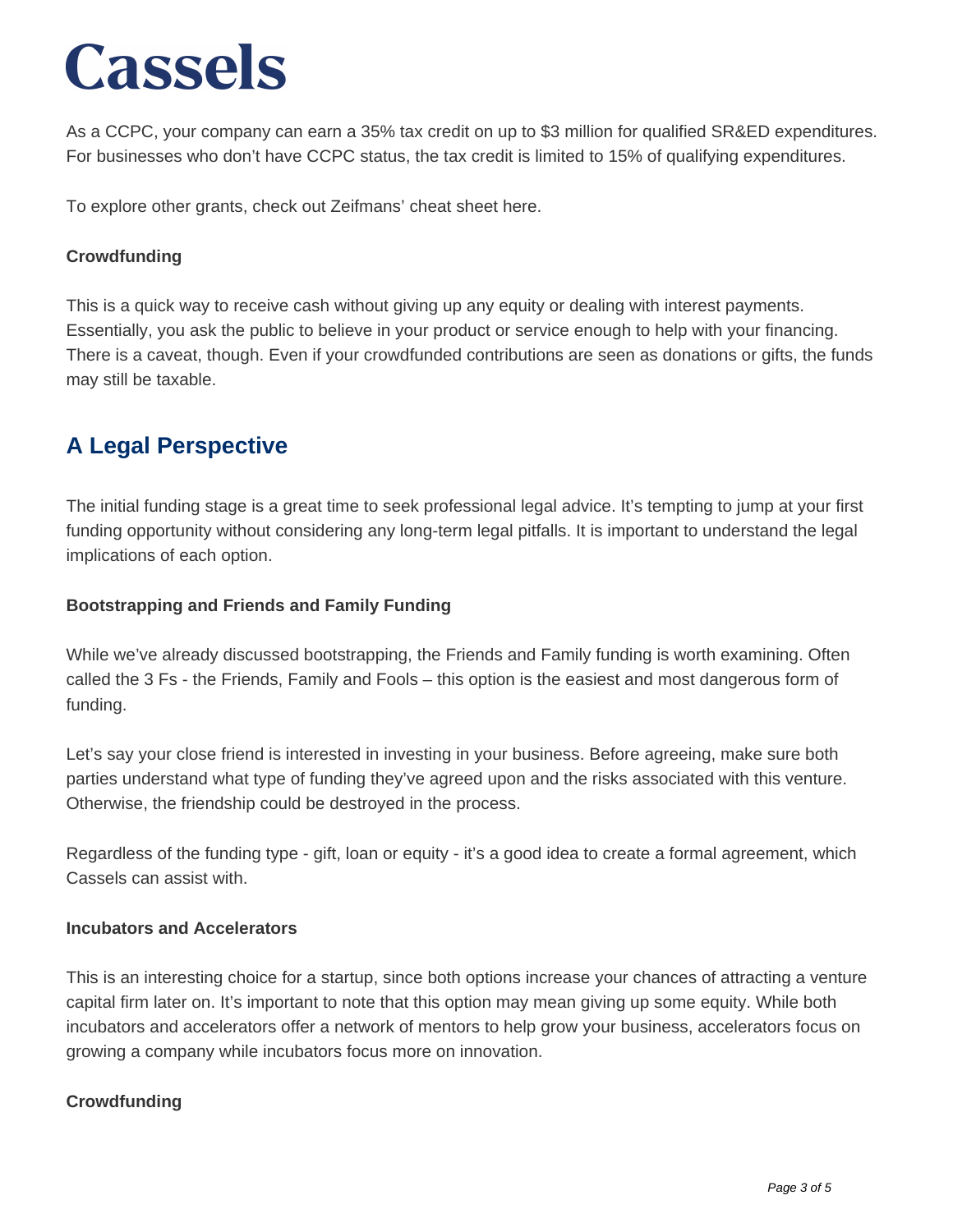As a CCPC, your company can earn a 35% tax credit on up to $3 million for qualified SR&ED expenditures. For businesses who don't have CCPC status, the tax credit is limited to 15% of qualifying expenditures.

To explore other grants, check out Zeifmans' cheat sheet here.

**Crowdfunding**

This is a quick way to receive cash without giving up any equity or dealing with interest payments. Essentially, you ask the public to believe in your product or service enough to help with your financing. There is a caveat, though. Even if your crowdfunded contributions are seen as donations or gifts, the funds may still be taxable.

## A Legal Perspective

The initial funding stage is a great time to seek professional legal advice. It's tempting to jump at your first funding opportunity without considering any long-term legal pitfalls. It is important to understand the legal implications of each option.

**Bootstrapping and Friends and Family Funding**

While we've already discussed bootstrapping, the Friends and Family funding is worth examining. Often called the 3 Fs - the Friends, Family and Fools – this option is the easiest and most dangerous form of funding.

Let's say your close friend is interested in investing in your business. Before agreeing, make sure both parties understand what type of funding they've agreed upon and the risks associated with this venture. Otherwise, the friendship could be destroyed in the process.

Regardless of the funding type - gift, loan or equity - it's a good idea to create a formal agreement, which Cassels can assist with.

**Incubators and Accelerators**

This is an interesting choice for a startup, since both options increase your chances of attracting a venture capital firm later on. It's important to note that this option may mean giving up some equity. While both incubators and accelerators offer a network of mentors to help grow your business, accelerators focus on growing a company while incubators focus more on innovation.

**Crowdfunding**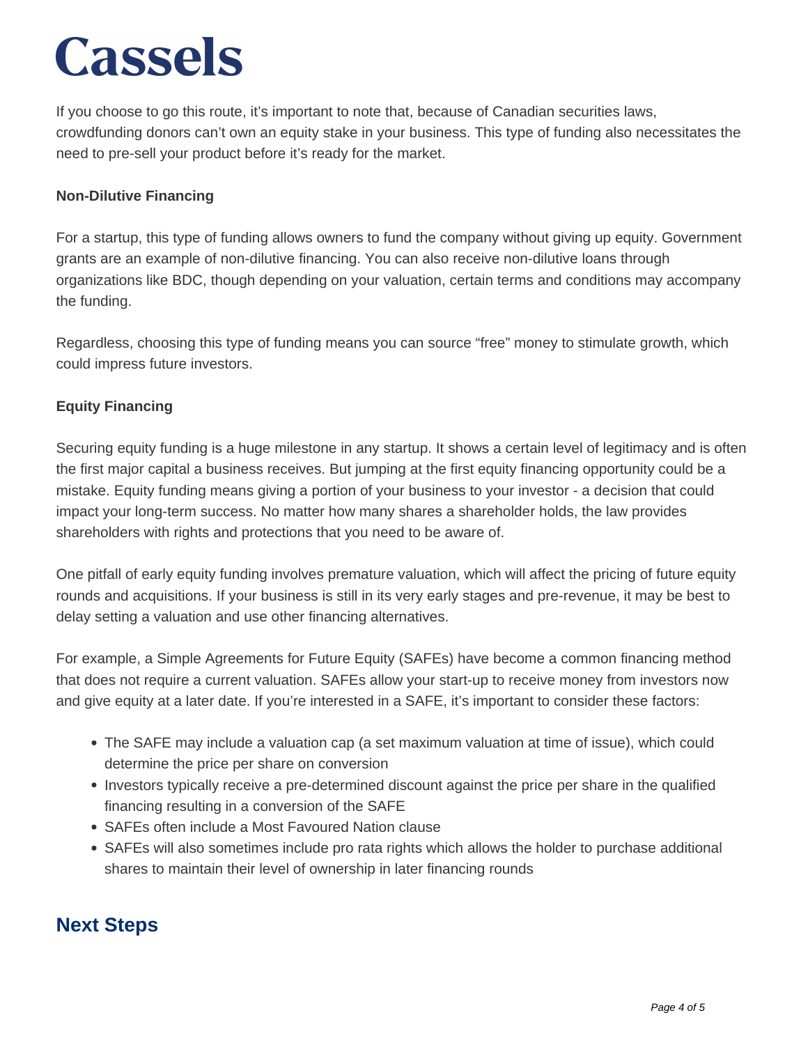If you choose to go this route, it's important to note that, because of Canadian securities laws, crowdfunding donors can't own an equity stake in your business. This type of funding also necessitates the need to pre-sell your product before it's ready for the market.

**Non-Dilutive Financing**

For a startup, this type of funding allows owners to fund the company without giving up equity. Government grants are an example of non-dilutive financing. You can also receive non-dilutive loans through organizations like BDC, though depending on your valuation, certain terms and conditions may accompany the funding.

Regardless, choosing this type of funding means you can source "free" money to stimulate growth, which could impress future investors.

**Equity Financing**

Securing equity funding is a huge milestone in any startup. It shows a certain level of legitimacy and is often the first major capital a business receives. But jumping at the first equity financing opportunity could be a mistake. Equity funding means giving a portion of your business to your investor - a decision that could impact your long-term success. No matter how many shares a shareholder holds, the law provides shareholders with rights and protections that you need to be aware of.

One pitfall of early equity funding involves premature valuation, which will affect the pricing of future equity rounds and acquisitions. If your business is still in its very early stages and pre-revenue, it may be best to delay setting a valuation and use other financing alternatives.

For example, a Simple Agreements for Future Equity (SAFEs) have become a common financing method that does not require a current valuation. SAFEs allow your start-up to receive money from investors now and give equity at a later date. If you're interested in a SAFE, it's important to consider these factors:

- The SAFE may include a valuation cap (a set maximum valuation at time of issue), which could determine the price per share on conversion
- Investors typically receive a pre-determined discount against the price per share in the qualified financing resulting in a conversion of the SAFE
- SAFEs often include a Most Favoured Nation clause
- SAFEs will also sometimes include pro rata rights which allows the holder to purchase additional shares to maintain their level of ownership in later financing rounds

## Next Steps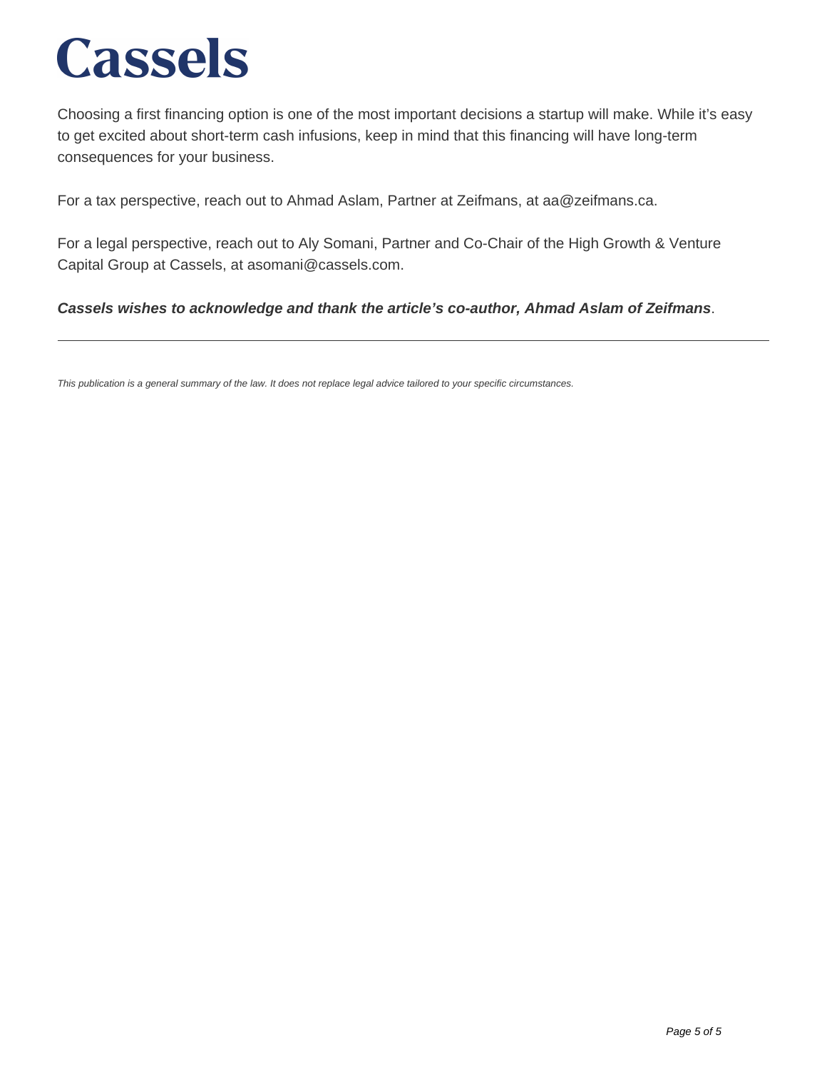Choosing a first financing option is one of the most important decisions a startup will make. While it's easy to get excited about short-term cash infusions, keep in mind that this financing will have long-term consequences for your business.

For a tax perspective, reach out to Ahmad Aslam, Partner at Zeifmans, at aa@zeifmans.ca.

For a legal perspective, reach out to Aly Somani, Partner and Co-Chair of the High Growth & Venture Capital Group at Cassels, at asomani@cassels.com.

***Cassels wishes to acknowledge and thank the article's co-author, Ahmad Aslam of Zeifmans***.

---

*This publication is a general summary of the law. It does not replace legal advice tailored to your specific circumstances.*